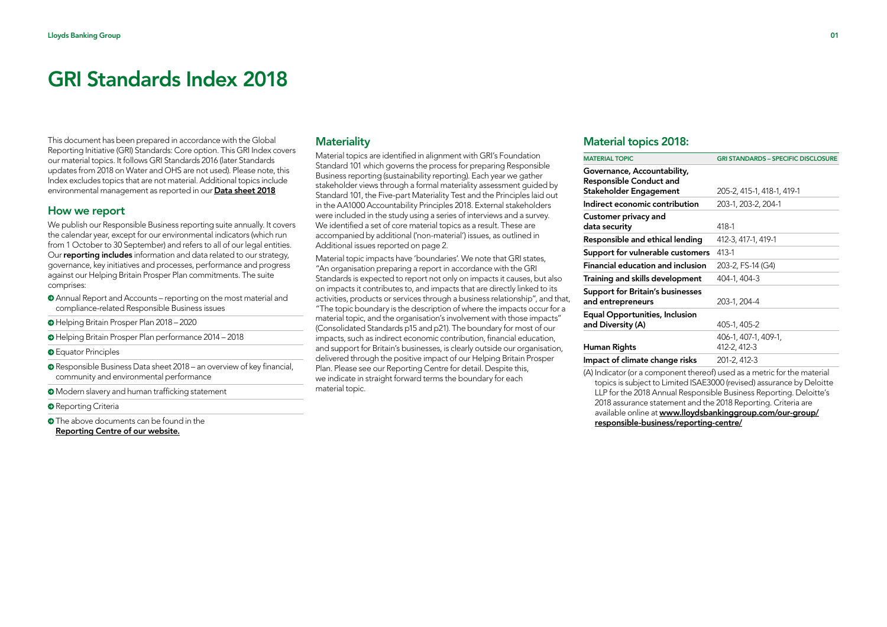# GRI Standards Index 2018

This document has been prepared in accordance with the Global Reporting Initiative (GRI) Standards: Core option. This GRI Index covers our material topics. It follows GRI Standards 2016 (later Standards updates from 2018 on Water and OHS are not used). Please note, this Index excludes topics that are not material. Additional topics include environmental management as reported in our **Data sheet 2018**

## How we report

We publish our Responsible Business reporting suite annually. It covers the calendar year, except for our environmental indicators (which run from 1 October to 30 September) and refers to all of our legal entities. Our **reporting includes** information and data related to our strategy, governance, key initiatives and processes, performance and progress against our Helping Britain Prosper Plan commitments. The suite comprises:

- Annual Report and Accounts – reporting on the most material and compliance-related Responsible Business issues
- Helping Britain Prosper Plan 2018 – 2020
- Helping Britain Prosper Plan performance 2014 – 2018
- Equator Principles
- Responsible Business Data sheet 2018 – an overview of key financial, community and environmental performance
- Modern slavery and human trafficking statement
- Reporting Criteria
- The above documents can be found in the **Reporting Centre of our website.**

## Materiality

Material topics are identified in alignment with GRI's Foundation Standard 101 which governs the process for preparing Responsible Business reporting (sustainability reporting). Each year we gather stakeholder views through a formal materiality assessment guided by Standard 101, the Five-part Materiality Test and the Principles laid out in the AA1000 Accountability Principles 2018. External stakeholders were included in the study using a series of interviews and a survey. We identified a set of core material topics as a result. These are accompanied by additional ('non-material') issues, as outlined in Additional issues reported on page 2.

Material topic impacts have 'boundaries'. We note that GRI states, "An organisation preparing a report in accordance with the GRI Standards is expected to report not only on impacts it causes, but also on impacts it contributes to, and impacts that are directly linked to its activities, products or services through a business relationship", and that, "The topic boundary is the description of where the impacts occur for a material topic, and the organisation's involvement with those impacts" (Consolidated Standards p15 and p21). The boundary for most of our impacts, such as indirect economic contribution, financial education, and support for Britain's businesses, is clearly outside our organisation, delivered through the positive impact of our Helping Britain Prosper Plan. Please see our Reporting Centre for detail. Despite this, we indicate in straight forward terms the boundary for each material topic.

## Material topics 2018:

| MATERIAL TOPIC | GRI STANDARDS – SPECIFIC DISCLOSURE |
|---|---|
| **Governance, Accountability, Responsible Conduct and Stakeholder Engagement** | 205-2, 415-1, 418-1, 419-1 |
| **Indirect economic contribution** | 203-1, 203-2, 204-1 |
| **Customer privacy and data security** | 418-1 |
| **Responsible and ethical lending** | 412-3, 417-1, 419-1 |
| **Support for vulnerable customers** | 413-1 |
| **Financial education and inclusion** | 203-2, FS-14 (G4) |
| **Training and skills development** | 404-1, 404-3 |
| **Support for Britain's businesses and entrepreneurs** | 203-1, 204-4 |
| **Equal Opportunities, Inclusion and Diversity (A)** | 405-1, 405-2 |
| **Human Rights** | 406-1, 407-1, 409-1, 412-2, 412-3 |
| **Impact of climate change risks** | 201-2, 412-3 |

(A) Indicator (or a component thereof) used as a metric for the material topics is subject to Limited ISAE3000 (revised) assurance by Deloitte LLP for the 2018 Annual Responsible Business Reporting. Deloitte's 2018 assurance statement and the 2018 Reporting. Criteria are available online at **www.lloydsbankinggroup.com/our-group/responsible-business/reporting-centre/**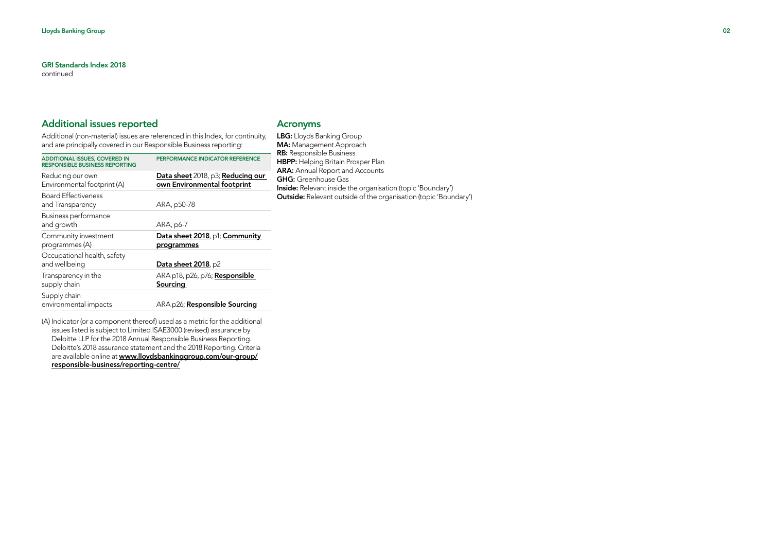**GRI Standards Index 2018**
continued

## Additional issues reported

Additional (non-material) issues are referenced in this Index, for continuity, and are principally covered in our Responsible Business reporting:

| ADDITIONAL ISSUES, COVERED IN RESPONSIBLE BUSINESS REPORTING | PERFORMANCE INDICATOR REFERENCE |
|---|---|
| Reducing our own Environmental footprint (A) | **Data sheet** 2018, p3; **Reducing our own Environmental footprint** |
| Board Effectiveness and Transparency | ARA, p50-78 |
| Business performance and growth | ARA, p6-7 |
| Community investment programmes (A) | **Data sheet 2018**, p1; **Community programmes** |
| Occupational health, safety and wellbeing | **Data sheet 2018**, p2 |
| Transparency in the supply chain | ARA p18, p26, p76; **Responsible Sourcing** |
| Supply chain environmental impacts | ARA p26; **Responsible Sourcing** |

(A) Indicator (or a component thereof) used as a metric for the additional issues listed is subject to Limited ISAE3000 (revised) assurance by Deloitte LLP for the 2018 Annual Responsible Business Reporting. Deloitte's 2018 assurance statement and the 2018 Reporting. Criteria are available online at **www.lloydsbankinggroup.com/our-group/responsible-business/reporting-centre/**

## Acronyms

**LBG:** Lloyds Banking Group
**MA:** Management Approach
**RB:** Responsible Business
**HBPP:** Helping Britain Prosper Plan
**ARA:** Annual Report and Accounts
**GHG:** Greenhouse Gas
**Inside:** Relevant inside the organisation (topic 'Boundary')
**Outside:** Relevant outside of the organisation (topic 'Boundary')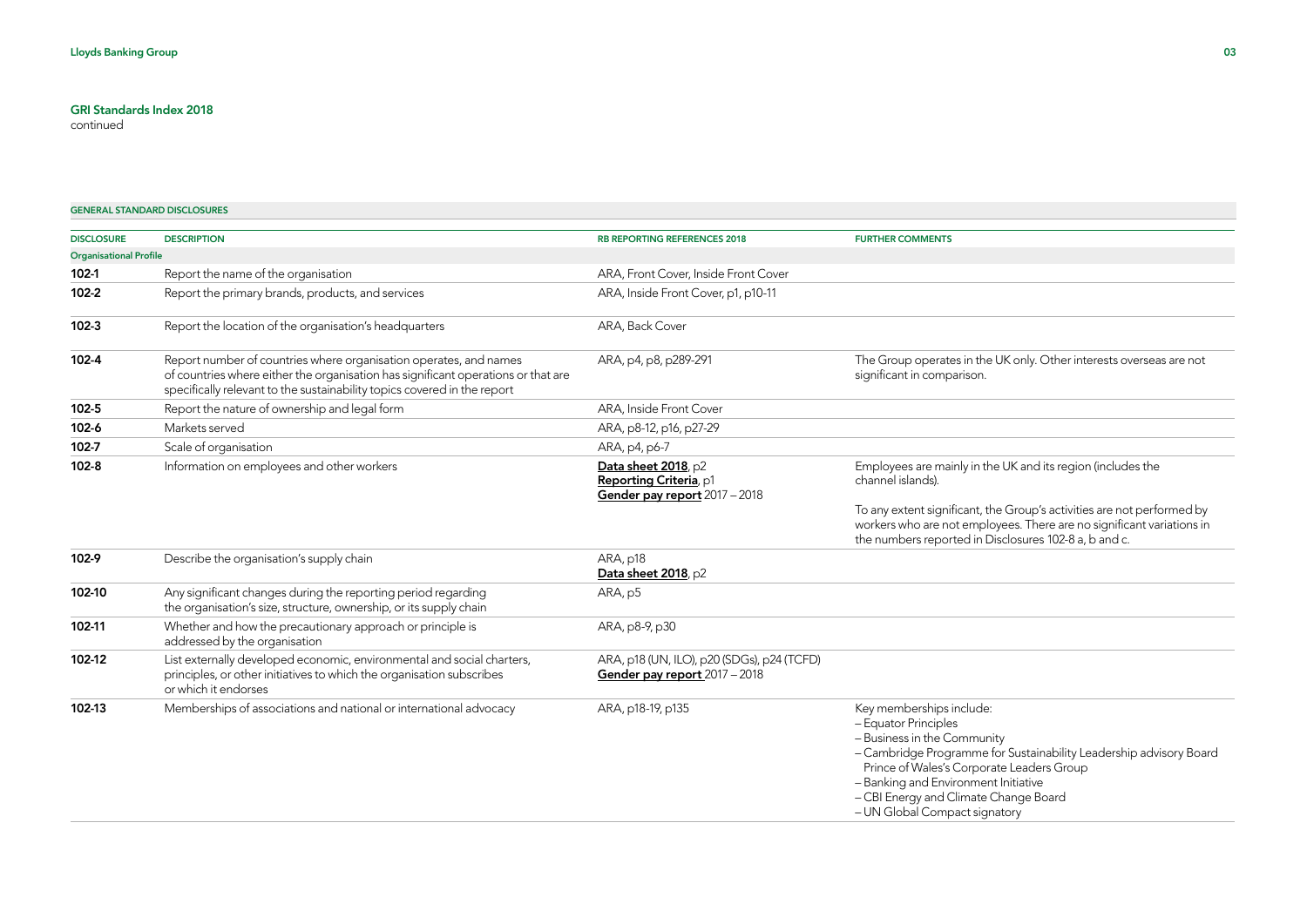## GRI Standards Index 2018
continued

**GENERAL STANDARD DISCLOSURES**

| DISCLOSURE | DESCRIPTION | RB REPORTING REFERENCES 2018 | FURTHER COMMENTS |
|---|---|---|---|
| **Organisational Profile** | | | |
| **102-1** | Report the name of the organisation | ARA, Front Cover, Inside Front Cover | |
| **102-2** | Report the primary brands, products, and services | ARA, Inside Front Cover, p1, p10-11 | |
| **102-3** | Report the location of the organisation's headquarters | ARA, Back Cover | |
| **102-4** | Report number of countries where organisation operates, and names of countries where either the organisation has significant operations or that are specifically relevant to the sustainability topics covered in the report | ARA, p4, p8, p289-291 | The Group operates in the UK only. Other interests overseas are not significant in comparison. |
| **102-5** | Report the nature of ownership and legal form | ARA, Inside Front Cover | |
| **102-6** | Markets served | ARA, p8-12, p16, p27-29 | |
| **102-7** | Scale of organisation | ARA, p4, p6-7 | |
| **102-8** | Information on employees and other workers | **Data sheet 2018**, p2<br>**Reporting Criteria**, p1<br>**Gender pay report** 2017 – 2018 | Employees are mainly in the UK and its region (includes the channel islands).<br><br>To any extent significant, the Group's activities are not performed by workers who are not employees. There are no significant variations in the numbers reported in Disclosures 102-8 a, b and c. |
| **102-9** | Describe the organisation's supply chain | ARA, p18<br>**Data sheet 2018**, p2 | |
| **102-10** | Any significant changes during the reporting period regarding the organisation's size, structure, ownership, or its supply chain | ARA, p5 | |
| **102-11** | Whether and how the precautionary approach or principle is addressed by the organisation | ARA, p8-9, p30 | |
| **102-12** | List externally developed economic, environmental and social charters, principles, or other initiatives to which the organisation subscribes or which it endorses | ARA, p18 (UN, ILO), p20 (SDGs), p24 (TCFD)<br>**Gender pay report** 2017 – 2018 | |
| **102-13** | Memberships of associations and national or international advocacy | ARA, p18-19, p135 | Key memberships include:<br>– Equator Principles<br>– Business in the Community<br>– Cambridge Programme for Sustainability Leadership advisory Board Prince of Wales's Corporate Leaders Group<br>– Banking and Environment Initiative<br>– CBI Energy and Climate Change Board<br>– UN Global Compact signatory |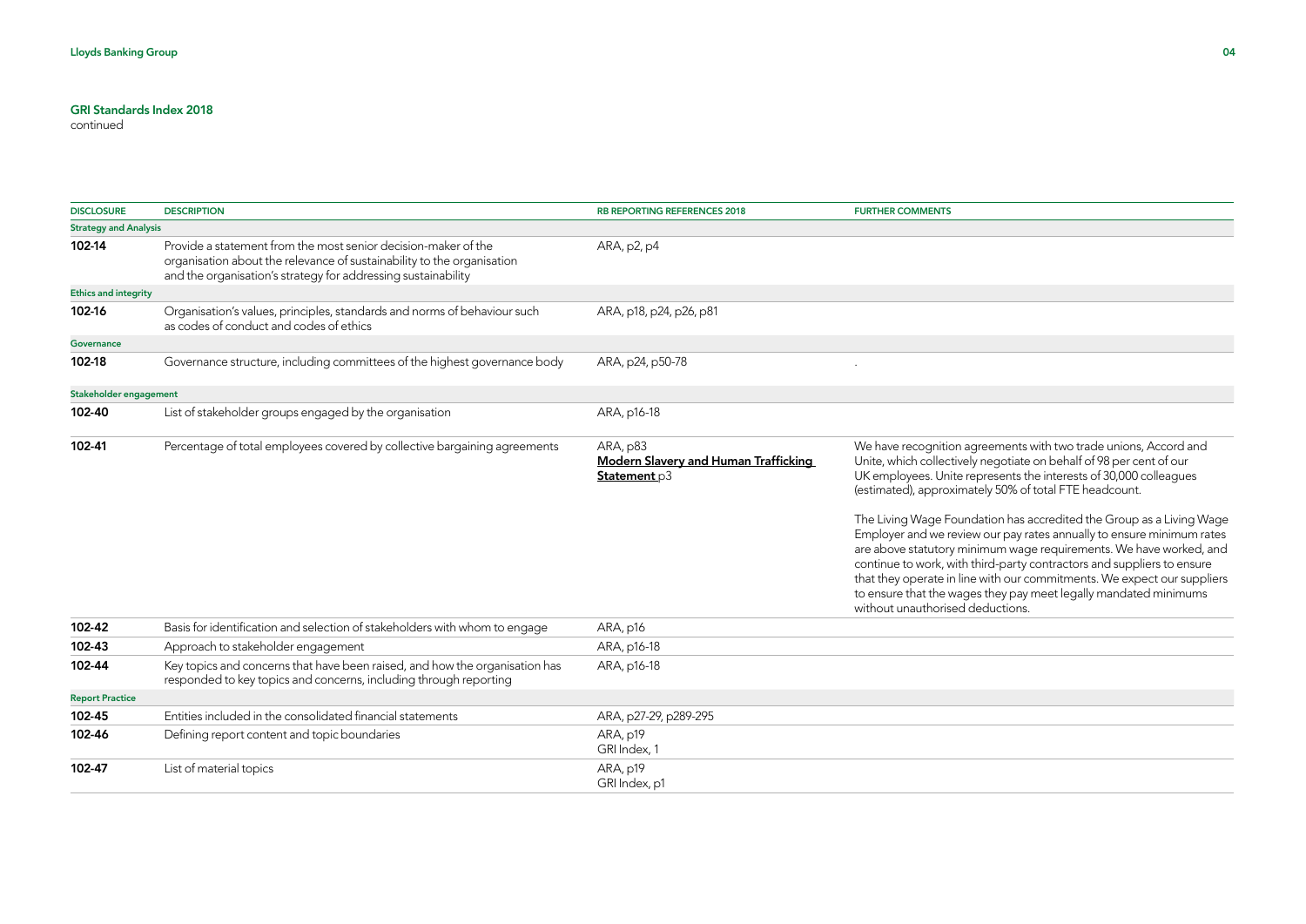## GRI Standards Index 2018

continued

| DISCLOSURE | DESCRIPTION | RB REPORTING REFERENCES 2018 | FURTHER COMMENTS |
|---|---|---|---|
| **Strategy and Analysis** | | | |
| **102-14** | Provide a statement from the most senior decision-maker of the organisation about the relevance of sustainability to the organisation and the organisation's strategy for addressing sustainability | ARA, p2, p4 | |
| **Ethics and integrity** | | | |
| **102-16** | Organisation's values, principles, standards and norms of behaviour such as codes of conduct and codes of ethics | ARA, p18, p24, p26, p81 | |
| **Governance** | | | |
| **102-18** | Governance structure, including committees of the highest governance body | ARA, p24, p50-78 | . |
| **Stakeholder engagement** | | | |
| **102-40** | List of stakeholder groups engaged by the organisation | ARA, p16-18 | |
| **102-41** | Percentage of total employees covered by collective bargaining agreements | ARA, p83<br>**Modern Slavery and Human Trafficking Statement** p3 | We have recognition agreements with two trade unions, Accord and Unite, which collectively negotiate on behalf of 98 per cent of our UK employees. Unite represents the interests of 30,000 colleagues (estimated), approximately 50% of total FTE headcount.<br><br>The Living Wage Foundation has accredited the Group as a Living Wage Employer and we review our pay rates annually to ensure minimum rates are above statutory minimum wage requirements. We have worked, and continue to work, with third-party contractors and suppliers to ensure that they operate in line with our commitments. We expect our suppliers to ensure that the wages they pay meet legally mandated minimums without unauthorised deductions. |
| **102-42** | Basis for identification and selection of stakeholders with whom to engage | ARA, p16 | |
| **102-43** | Approach to stakeholder engagement | ARA, p16-18 | |
| **102-44** | Key topics and concerns that have been raised, and how the organisation has responded to key topics and concerns, including through reporting | ARA, p16-18 | |
| **Report Practice** | | | |
| **102-45** | Entities included in the consolidated financial statements | ARA, p27-29, p289-295 | |
| **102-46** | Defining report content and topic boundaries | ARA, p19<br>GRI Index, 1 | |
| **102-47** | List of material topics | ARA, p19<br>GRI Index, p1 | |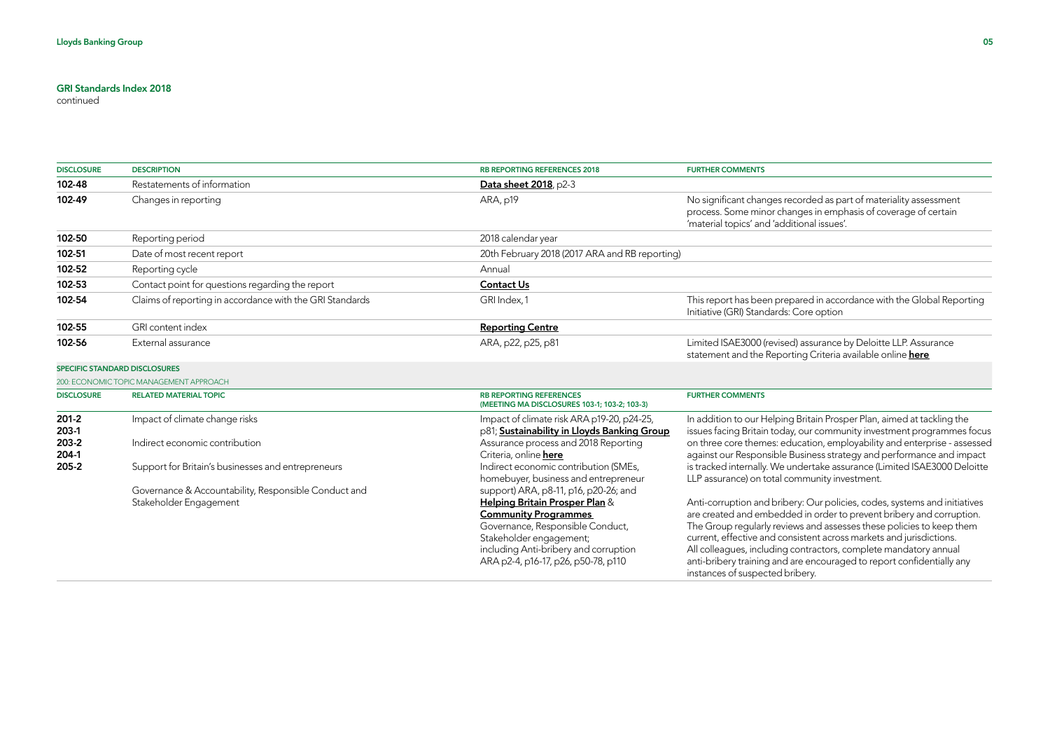## GRI Standards Index 2018

continued

| DISCLOSURE | DESCRIPTION | RB REPORTING REFERENCES 2018 | FURTHER COMMENTS |
|---|---|---|---|
| 102-48 | Restatements of information | **Data sheet 2018**, p2-3 | |
| 102-49 | Changes in reporting | ARA, p19 | No significant changes recorded as part of materiality assessment process. Some minor changes in emphasis of coverage of certain 'material topics' and 'additional issues'. |
| 102-50 | Reporting period | 2018 calendar year | |
| 102-51 | Date of most recent report | 20th February 2018 (2017 ARA and RB reporting) | |
| 102-52 | Reporting cycle | Annual | |
| 102-53 | Contact point for questions regarding the report | **Contact Us** | |
| 102-54 | Claims of reporting in accordance with the GRI Standards | GRI Index, 1 | This report has been prepared in accordance with the Global Reporting Initiative (GRI) Standards: Core option |
| 102-55 | GRI content index | **Reporting Centre** | |
| 102-56 | External assurance | ARA, p22, p25, p81 | Limited ISAE3000 (revised) assurance by Deloitte LLP. Assurance statement and the Reporting Criteria available online **here** |

**SPECIFIC STANDARD DISCLOSURES**

200: ECONOMIC TOPIC MANAGEMENT APPROACH

| DISCLOSURE | RELATED MATERIAL TOPIC | RB REPORTING REFERENCES (MEETING MA DISCLOSURES 103-1; 103-2; 103-3) | FURTHER COMMENTS |
|---|---|---|---|
| 201-2<br>203-1<br>203-2<br>204-1<br>205-2 | Impact of climate change risks<br><br>Indirect economic contribution<br><br>Support for Britain's businesses and entrepreneurs<br><br>Governance & Accountability, Responsible Conduct and Stakeholder Engagement | Impact of climate risk ARA p19-20, p24-25, p81; **Sustainability in Lloyds Banking Group** Assurance process and 2018 Reporting Criteria, online **here**<br>Indirect economic contribution (SMEs, homebuyer, business and entrepreneur support) ARA, p8-11, p16, p20-26; and **Helping Britain Prosper Plan** & **Community Programmes**<br>Governance, Responsible Conduct, Stakeholder engagement; including Anti-bribery and corruption ARA p2-4, p16-17, p26, p50-78, p110 | In addition to our Helping Britain Prosper Plan, aimed at tackling the issues facing Britain today, our community investment programmes focus on three core themes: education, employability and enterprise - assessed against our Responsible Business strategy and performance and impact is tracked internally. We undertake assurance (Limited ISAE3000 Deloitte LLP assurance) on total community investment.<br><br>Anti-corruption and bribery: Our policies, codes, systems and initiatives are created and embedded in order to prevent bribery and corruption. The Group regularly reviews and assesses these policies to keep them current, effective and consistent across markets and jurisdictions. All colleagues, including contractors, complete mandatory annual anti-bribery training and are encouraged to report confidentially any instances of suspected bribery. |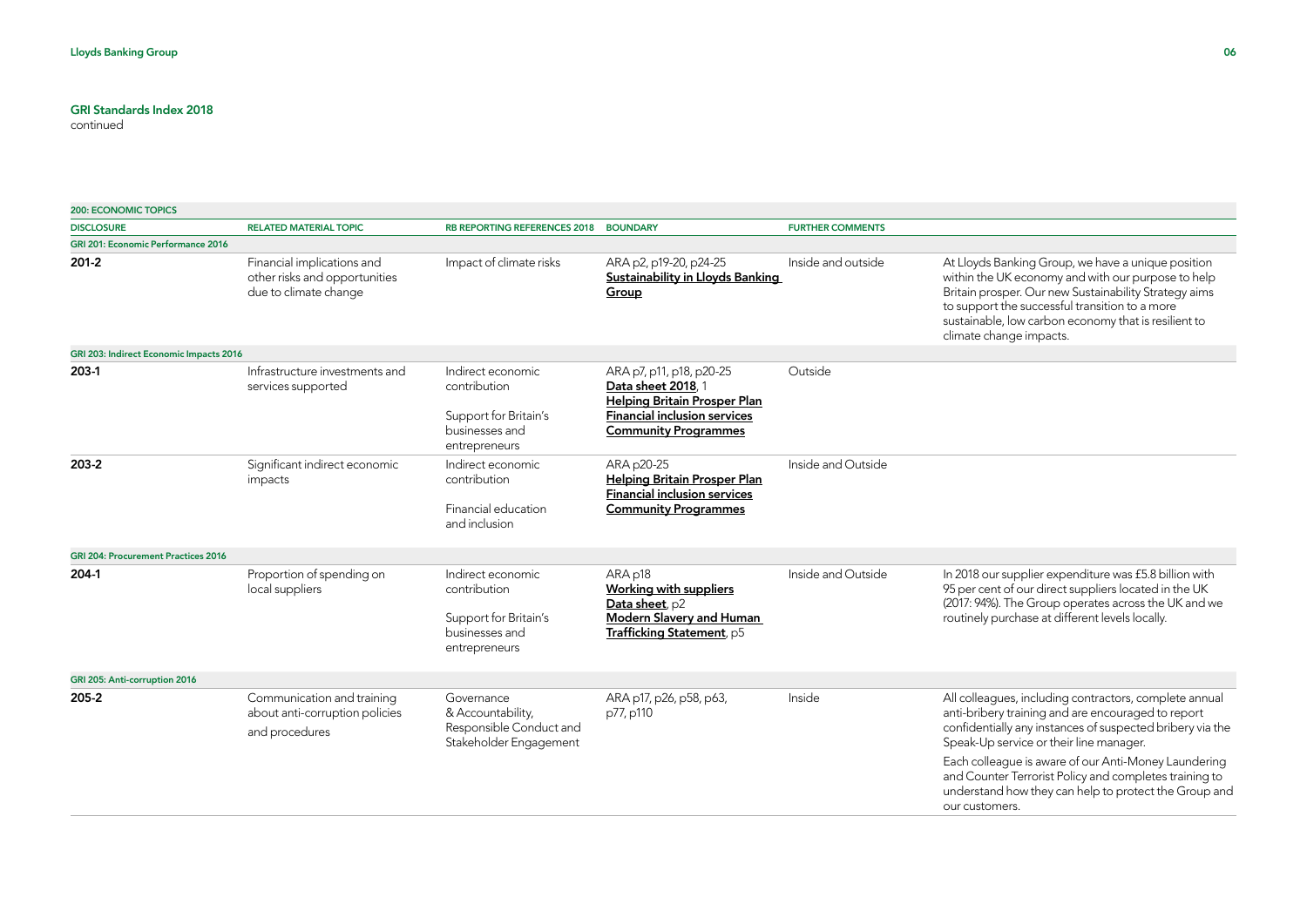## GRI Standards Index 2018

continued

| DISCLOSURE | RELATED MATERIAL TOPIC | RB REPORTING REFERENCES 2018 | BOUNDARY | FURTHER COMMENTS | |
|---|---|---|---|---|---|
| **200: ECONOMIC TOPICS** | | | | | |
| **GRI 201: Economic Performance 2016** | | | | | |
| **201-2** | Financial implications and other risks and opportunities due to climate change | Impact of climate risks | ARA p2, p19-20, p24-25 **Sustainability in Lloyds Banking Group** | Inside and outside | At Lloyds Banking Group, we have a unique position within the UK economy and with our purpose to help Britain prosper. Our new Sustainability Strategy aims to support the successful transition to a more sustainable, low carbon economy that is resilient to climate change impacts. |
| **GRI 203: Indirect Economic Impacts 2016** | | | | | |
| **203-1** | Infrastructure investments and services supported | Indirect economic contribution<br><br>Support for Britain's businesses and entrepreneurs | ARA p7, p11, p18, p20-25 **Data sheet 2018**, 1 **Helping Britain Prosper Plan** **Financial inclusion services** **Community Programmes** | Outside | |
| **203-2** | Significant indirect economic impacts | Indirect economic contribution<br><br>Financial education and inclusion | ARA p20-25 **Helping Britain Prosper Plan** **Financial inclusion services** **Community Programmes** | Inside and Outside | |
| **GRI 204: Procurement Practices 2016** | | | | | |
| **204-1** | Proportion of spending on local suppliers | Indirect economic contribution<br><br>Support for Britain's businesses and entrepreneurs | ARA p18 **Working with suppliers** **Data sheet**, p2 **Modern Slavery and Human Trafficking Statement**, p5 | Inside and Outside | In 2018 our supplier expenditure was £5.8 billion with 95 per cent of our direct suppliers located in the UK (2017: 94%). The Group operates across the UK and we routinely purchase at different levels locally. |
| **GRI 205: Anti-corruption 2016** | | | | | |
| **205-2** | Communication and training about anti-corruption policies and procedures | Governance & Accountability, Responsible Conduct and Stakeholder Engagement | ARA p17, p26, p58, p63, p77, p110 | Inside | All colleagues, including contractors, complete annual anti-bribery training and are encouraged to report confidentially any instances of suspected bribery via the Speak-Up service or their line manager.<br><br>Each colleague is aware of our Anti-Money Laundering and Counter Terrorist Policy and completes training to understand how they can help to protect the Group and our customers. |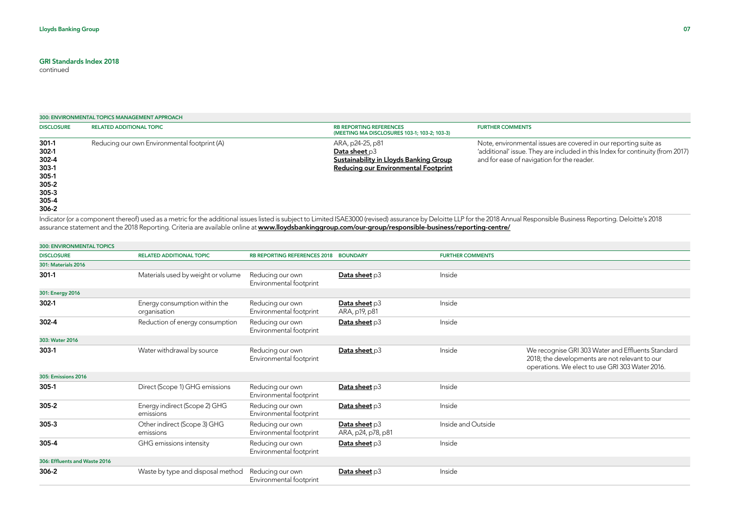## GRI Standards Index 2018

continued

| 300: ENVIRONMENTAL TOPICS MANAGEMENT APPROACH | | | |
|---|---|---|---|
| **DISCLOSURE** | **RELATED ADDITIONAL TOPIC** | **RB REPORTING REFERENCES (MEETING MA DISCLOSURES 103-1; 103-2; 103-3)** | **FURTHER COMMENTS** |
| 301-1<br>302-1<br>302-4<br>303-1<br>305-1<br>305-2<br>305-3<br>305-4<br>306-2 | Reducing our own Environmental footprint (A) | ARA, p24-25, p81<br>**Data sheet** p3<br>**Sustainability in Lloyds Banking Group**<br>**Reducing our Environmental Footprint** | Note, environmental issues are covered in our reporting suite as 'additional' issue. They are included in this Index for continuity (from 2017) and for ease of navigation for the reader. |

Indicator (or a component thereof) used as a metric for the additional issues listed is subject to Limited ISAE3000 (revised) assurance by Deloitte LLP for the 2018 Annual Responsible Business Reporting. Deloitte's 2018 assurance statement and the 2018 Reporting. Criteria are available online at **www.lloydsbankinggroup.com/our-group/responsible-business/reporting-centre/**

| 300: ENVIRONMENTAL TOPICS | | | | | |
|---|---|---|---|---|---|
| **DISCLOSURE** | **RELATED ADDITIONAL TOPIC** | **RB REPORTING REFERENCES 2018** | **BOUNDARY** | **FURTHER COMMENTS** | |
| **301: Materials 2016** | | | | | |
| 301-1 | Materials used by weight or volume | Reducing our own Environmental footprint | **Data sheet** p3 | Inside | |
| **301: Energy 2016** | | | | | |
| 302-1 | Energy consumption within the organisation | Reducing our own Environmental footprint | **Data sheet** p3<br>ARA, p19, p81 | Inside | |
| 302-4 | Reduction of energy consumption | Reducing our own Environmental footprint | **Data sheet** p3 | Inside | |
| **303: Water 2016** | | | | | |
| 303-1 | Water withdrawal by source | Reducing our own Environmental footprint | **Data sheet** p3 | Inside | We recognise GRI 303 Water and Effluents Standard 2018; the developments are not relevant to our operations. We elect to use GRI 303 Water 2016. |
| **305: Emissions 2016** | | | | | |
| 305-1 | Direct (Scope 1) GHG emissions | Reducing our own Environmental footprint | **Data sheet** p3 | Inside | |
| 305-2 | Energy indirect (Scope 2) GHG emissions | Reducing our own Environmental footprint | **Data sheet** p3 | Inside | |
| 305-3 | Other indirect (Scope 3) GHG emissions | Reducing our own Environmental footprint | **Data sheet** p3<br>ARA, p24, p78, p81 | Inside and Outside | |
| 305-4 | GHG emissions intensity | Reducing our own Environmental footprint | **Data sheet** p3 | Inside | |
| **306: Effluents and Waste 2016** | | | | | |
| 306-2 | Waste by type and disposal method | Reducing our own Environmental footprint | **Data sheet** p3 | Inside | |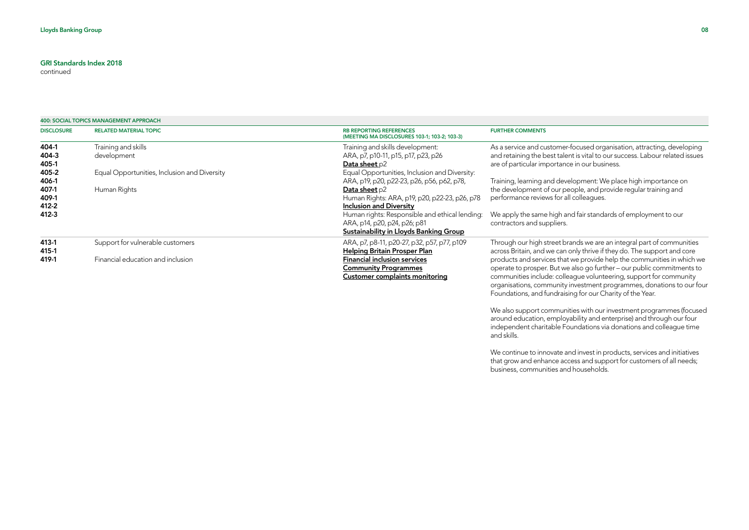## GRI Standards Index 2018

continued

| 400: SOCIAL TOPICS MANAGEMENT APPROACH | | | |
|---|---|---|---|
| **DISCLOSURE** | **RELATED MATERIAL TOPIC** | **RB REPORTING REFERENCES (MEETING MA DISCLOSURES 103-1; 103-2; 103-3)** | **FURTHER COMMENTS** |
| **404-1**<br>**404-3**<br>**405-1**<br>**405-2**<br>**406-1**<br>**407-1**<br>**409-1**<br>**412-2**<br>**412-3** | Training and skills development<br><br>Equal Opportunities, Inclusion and Diversity<br><br>Human Rights | Training and skills development: ARA, p7, p10-11, p15, p17, p23, p26<br>**Data sheet** p2<br>Equal Opportunities, Inclusion and Diversity: ARA, p19, p20, p22-23, p26, p56, p62, p78,<br>**Data sheet** p2<br>Human Rights: ARA, p19, p20, p22-23, p26, p78<br>**Inclusion and Diversity**<br>Human rights: Responsible and ethical lending: ARA, p14, p20, p24, p26; p81<br>**Sustainability in Lloyds Banking Group** | As a service and customer-focused organisation, attracting, developing and retaining the best talent is vital to our success. Labour related issues are of particular importance in our business.<br><br>Training, learning and development: We place high importance on the development of our people, and provide regular training and performance reviews for all colleagues.<br><br>We apply the same high and fair standards of employment to our contractors and suppliers. |
| **413-1**<br>**415-1**<br>**419-1** | Support for vulnerable customers<br><br>Financial education and inclusion | ARA, p7, p8-11, p20-27, p32, p57, p77, p109<br>**Helping Britain Prosper Plan**<br>**Financial inclusion services**<br>**Community Programmes**<br>**Customer complaints monitoring** | Through our high street brands we are an integral part of communities across Britain, and we can only thrive if they do. The support and core products and services that we provide help the communities in which we operate to prosper. But we also go further – our public commitments to communities include: colleague volunteering, support for community organisations, community investment programmes, donations to our four Foundations, and fundraising for our Charity of the Year.<br><br>We also support communities with our investment programmes (focused around education, employability and enterprise) and through our four independent charitable Foundations via donations and colleague time and skills.<br><br>We continue to innovate and invest in products, services and initiatives that grow and enhance access and support for customers of all needs; business, communities and households. |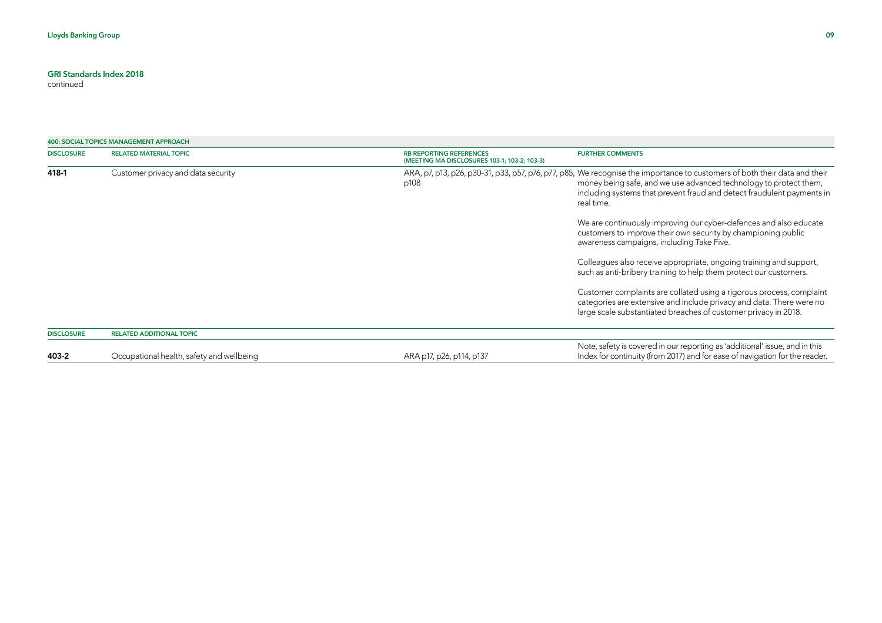## GRI Standards Index 2018

continued

| 400: SOCIAL TOPICS MANAGEMENT APPROACH | | | |
|---|---|---|---|
| **DISCLOSURE** | **RELATED MATERIAL TOPIC** | **RB REPORTING REFERENCES (MEETING MA DISCLOSURES 103-1; 103-2; 103-3)** | **FURTHER COMMENTS** |
| **418-1** | Customer privacy and data security | ARA, p7, p13, p26, p30-31, p33, p57, p76, p77, p85, p108 | We recognise the importance to customers of both their data and their money being safe, and we use advanced technology to protect them, including systems that prevent fraud and detect fraudulent payments in real time.<br><br>We are continuously improving our cyber-defences and also educate customers to improve their own security by championing public awareness campaigns, including Take Five.<br><br>Colleagues also receive appropriate, ongoing training and support, such as anti-bribery training to help them protect our customers.<br><br>Customer complaints are collated using a rigorous process, complaint categories are extensive and include privacy and data. There were no large scale substantiated breaches of customer privacy in 2018. |
| **DISCLOSURE** | **RELATED ADDITIONAL TOPIC** | | |
| **403-2** | Occupational health, safety and wellbeing | ARA p17, p26, p114, p137 | Note, safety is covered in our reporting as 'additional' issue, and in this Index for continuity (from 2017) and for ease of navigation for the reader. |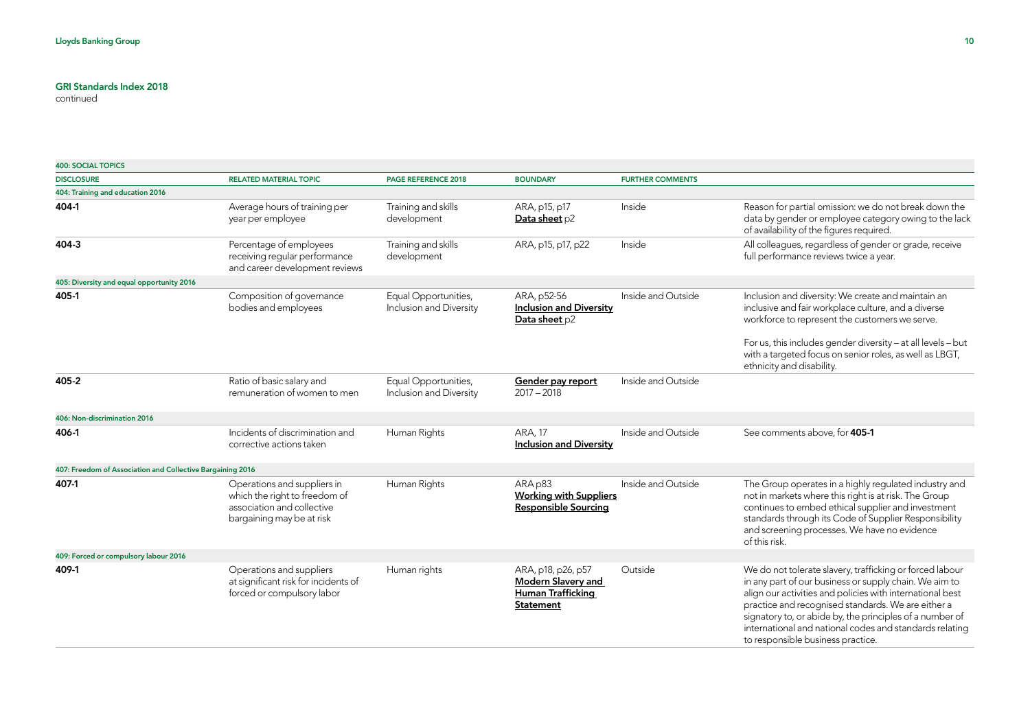## GRI Standards Index 2018

continued

| 400: SOCIAL TOPICS | | | | | |
|---|---|---|---|---|---|
| **DISCLOSURE** | **RELATED MATERIAL TOPIC** | **PAGE REFERENCE 2018** | **BOUNDARY** | **FURTHER COMMENTS** | |
| **404: Training and education 2016** | | | | | |
| **404-1** | Average hours of training per year per employee | Training and skills development | ARA, p15, p17 **Data sheet** p2 | Inside | Reason for partial omission: we do not break down the data by gender or employee category owing to the lack of availability of the figures required. |
| **404-3** | Percentage of employees receiving regular performance and career development reviews | Training and skills development | ARA, p15, p17, p22 | Inside | All colleagues, regardless of gender or grade, receive full performance reviews twice a year. |
| **405: Diversity and equal opportunity 2016** | | | | | |
| **405-1** | Composition of governance bodies and employees | Equal Opportunities, Inclusion and Diversity | ARA, p52-56 **Inclusion and Diversity** **Data sheet** p2 | Inside and Outside | Inclusion and diversity: We create and maintain an inclusive and fair workplace culture, and a diverse workforce to represent the customers we serve.<br><br>For us, this includes gender diversity – at all levels – but with a targeted focus on senior roles, as well as LBGT, ethnicity and disability. |
| **405-2** | Ratio of basic salary and remuneration of women to men | Equal Opportunities, Inclusion and Diversity | **Gender pay report** 2017 – 2018 | Inside and Outside | |
| **406: Non-discrimination 2016** | | | | | |
| **406-1** | Incidents of discrimination and corrective actions taken | Human Rights | ARA, 17 **Inclusion and Diversity** | Inside and Outside | See comments above, for **405-1** |
| **407: Freedom of Association and Collective Bargaining 2016** | | | | | |
| **407-1** | Operations and suppliers in which the right to freedom of association and collective bargaining may be at risk | Human Rights | ARA p83 **Working with Suppliers** **Responsible Sourcing** | Inside and Outside | The Group operates in a highly regulated industry and not in markets where this right is at risk. The Group continues to embed ethical supplier and investment standards through its Code of Supplier Responsibility and screening processes. We have no evidence of this risk. |
| **409: Forced or compulsory labour 2016** | | | | | |
| **409-1** | Operations and suppliers at significant risk for incidents of forced or compulsory labor | Human rights | ARA, p18, p26, p57 **Modern Slavery and Human Trafficking Statement** | Outside | We do not tolerate slavery, trafficking or forced labour in any part of our business or supply chain. We aim to align our activities and policies with international best practice and recognised standards. We are either a signatory to, or abide by, the principles of a number of international and national codes and standards relating to responsible business practice. |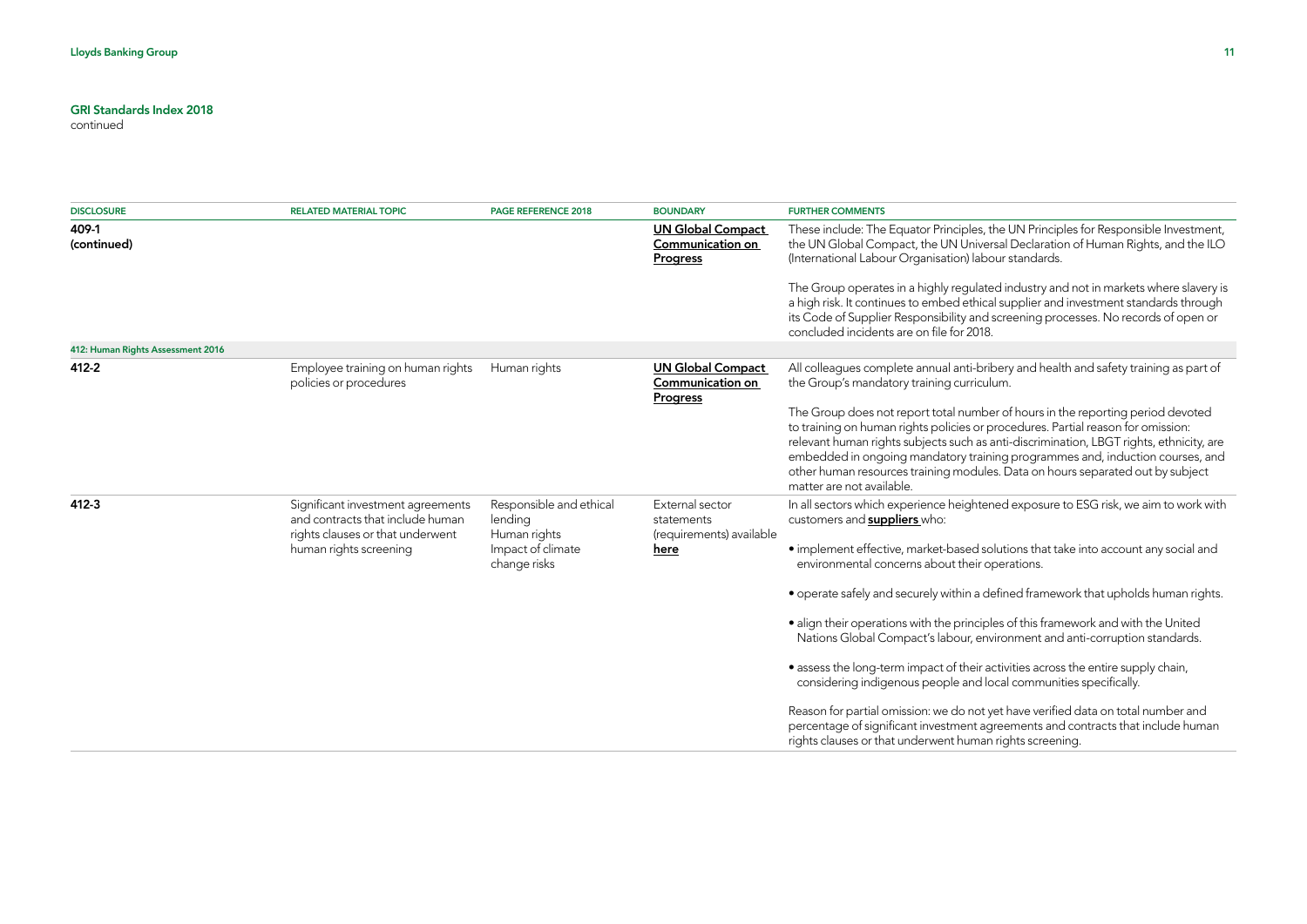## GRI Standards Index 2018

continued

| DISCLOSURE | RELATED MATERIAL TOPIC | PAGE REFERENCE 2018 | BOUNDARY | FURTHER COMMENTS |
|---|---|---|---|---|
| **409-1 (continued)** | | | **UN Global Compact Communication on Progress** | These include: The Equator Principles, the UN Principles for Responsible Investment, the UN Global Compact, the UN Universal Declaration of Human Rights, and the ILO (International Labour Organisation) labour standards.<br><br>The Group operates in a highly regulated industry and not in markets where slavery is a high risk. It continues to embed ethical supplier and investment standards through its Code of Supplier Responsibility and screening processes. No records of open or concluded incidents are on file for 2018. |
| **412: Human Rights Assessment 2016** | | | | |
| **412-2** | Employee training on human rights policies or procedures | Human rights | **UN Global Compact Communication on Progress** | All colleagues complete annual anti-bribery and health and safety training as part of the Group's mandatory training curriculum.<br><br>The Group does not report total number of hours in the reporting period devoted to training on human rights policies or procedures. Partial reason for omission: relevant human rights subjects such as anti-discrimination, LBGT rights, ethnicity, are embedded in ongoing mandatory training programmes and, induction courses, and other human resources training modules. Data on hours separated out by subject matter are not available. |
| **412-3** | Significant investment agreements and contracts that include human rights clauses or that underwent human rights screening | Responsible and ethical lending<br>Human rights<br>Impact of climate change risks | External sector statements (requirements) available **here** | In all sectors which experience heightened exposure to ESG risk, we aim to work with customers and **suppliers** who:<br><br>• implement effective, market-based solutions that take into account any social and environmental concerns about their operations.<br><br>• operate safely and securely within a defined framework that upholds human rights.<br><br>• align their operations with the principles of this framework and with the United Nations Global Compact's labour, environment and anti-corruption standards.<br><br>• assess the long-term impact of their activities across the entire supply chain, considering indigenous people and local communities specifically.<br><br>Reason for partial omission: we do not yet have verified data on total number and percentage of significant investment agreements and contracts that include human rights clauses or that underwent human rights screening. |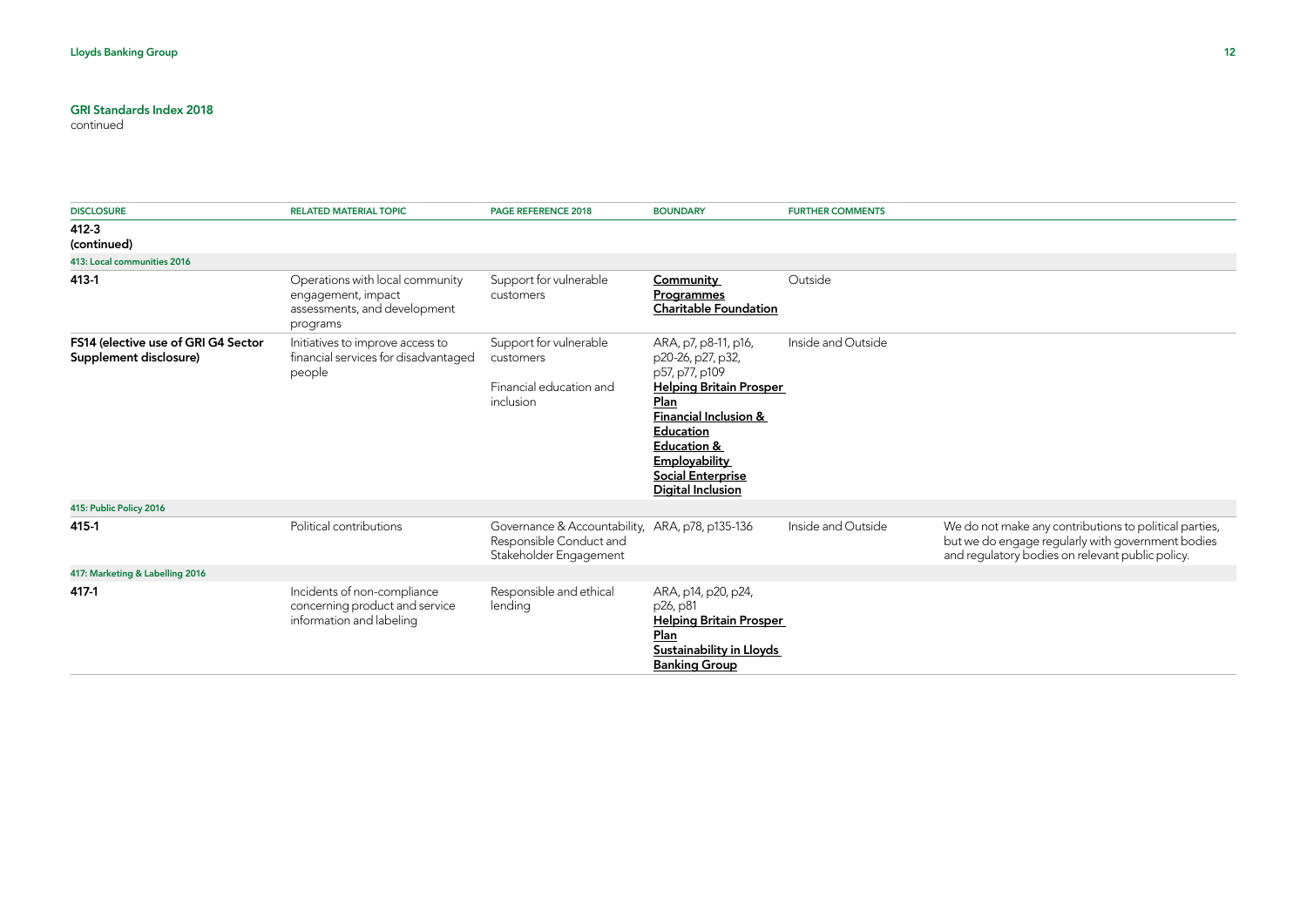## GRI Standards Index 2018

continued

| DISCLOSURE | RELATED MATERIAL TOPIC | PAGE REFERENCE 2018 | BOUNDARY | FURTHER COMMENTS |
|---|---|---|---|---|
| **412-3 (continued)** | | | | |
| **413: Local communities 2016** | | | | |
| **413-1** | Operations with local community engagement, impact assessments, and development programs | Support for vulnerable customers | **Community Programmes**<br>**Charitable Foundation** | Outside |
| **FS14 (elective use of GRI G4 Sector Supplement disclosure)** | Initiatives to improve access to financial services for disadvantaged people | Support for vulnerable customers<br><br>Financial education and inclusion | ARA, p7, p8-11, p16, p20-26, p27, p32, p57, p77, p109<br>**Helping Britain Prosper Plan**<br>**Financial Inclusion & Education**<br>**Education & Employability**<br>**Social Enterprise**<br>**Digital Inclusion** | Inside and Outside |
| **415: Public Policy 2016** | | | | |
| **415-1** | Political contributions | Governance & Accountability, Responsible Conduct and Stakeholder Engagement | ARA, p78, p135-136 | Inside and Outside | We do not make any contributions to political parties, but we do engage regularly with government bodies and regulatory bodies on relevant public policy. |
| **417: Marketing & Labelling 2016** | | | | |
| **417-1** | Incidents of non-compliance concerning product and service information and labeling | Responsible and ethical lending | ARA, p14, p20, p24, p26, p81<br>**Helping Britain Prosper Plan**<br>**Sustainability in Lloyds Banking Group** | | |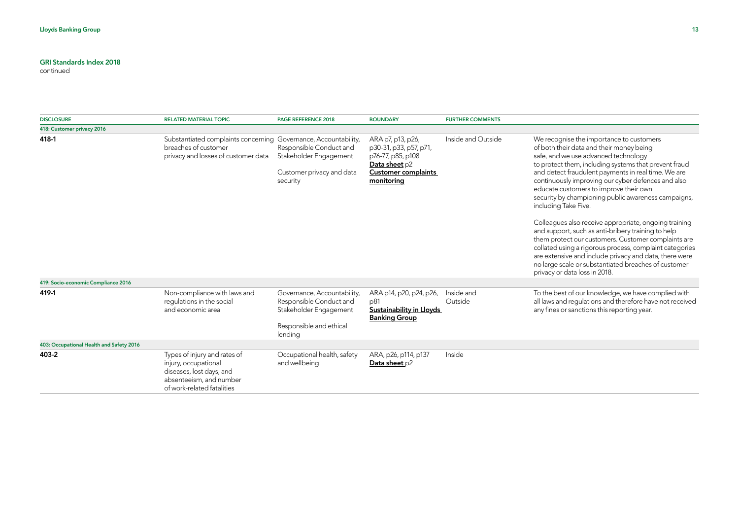## GRI Standards Index 2018

continued

| DISCLOSURE | RELATED MATERIAL TOPIC | PAGE REFERENCE 2018 | BOUNDARY | FURTHER COMMENTS | |
|---|---|---|---|---|---|
| **418: Customer privacy 2016** | | | | | |
| **418-1** | Substantiated complaints concerning breaches of customer privacy and losses of customer data | Governance, Accountability, Responsible Conduct and Stakeholder Engagement<br><br>Customer privacy and data security | ARA p7, p13, p26, p30-31, p33, p57, p71, p76-77, p85, p108<br>**Data sheet** p2<br>**Customer complaints monitoring** | Inside and Outside | We recognise the importance to customers of both their data and their money being safe, and we use advanced technology to protect them, including systems that prevent fraud and detect fraudulent payments in real time. We are continuously improving our cyber defences and also educate customers to improve their own security by championing public awareness campaigns, including Take Five.<br><br>Colleagues also receive appropriate, ongoing training and support, such as anti-bribery training to help them protect our customers. Customer complaints are collated using a rigorous process, complaint categories are extensive and include privacy and data, there were no large scale or substantiated breaches of customer privacy or data loss in 2018. |
| **419: Socio-economic Compliance 2016** | | | | | |
| **419-1** | Non-compliance with laws and regulations in the social and economic area | Governance, Accountability, Responsible Conduct and Stakeholder Engagement<br><br>Responsible and ethical lending | ARA p14, p20, p24, p26, p81<br>**Sustainability in Lloyds Banking Group** | Inside and Outside | To the best of our knowledge, we have complied with all laws and regulations and therefore have not received any fines or sanctions this reporting year. |
| **403: Occupational Health and Safety 2016** | | | | | |
| **403-2** | Types of injury and rates of injury, occupational diseases, lost days, and absenteeism, and number of work-related fatalities | Occupational health, safety and wellbeing | ARA, p26, p114, p137<br>**Data sheet** p2 | Inside | |